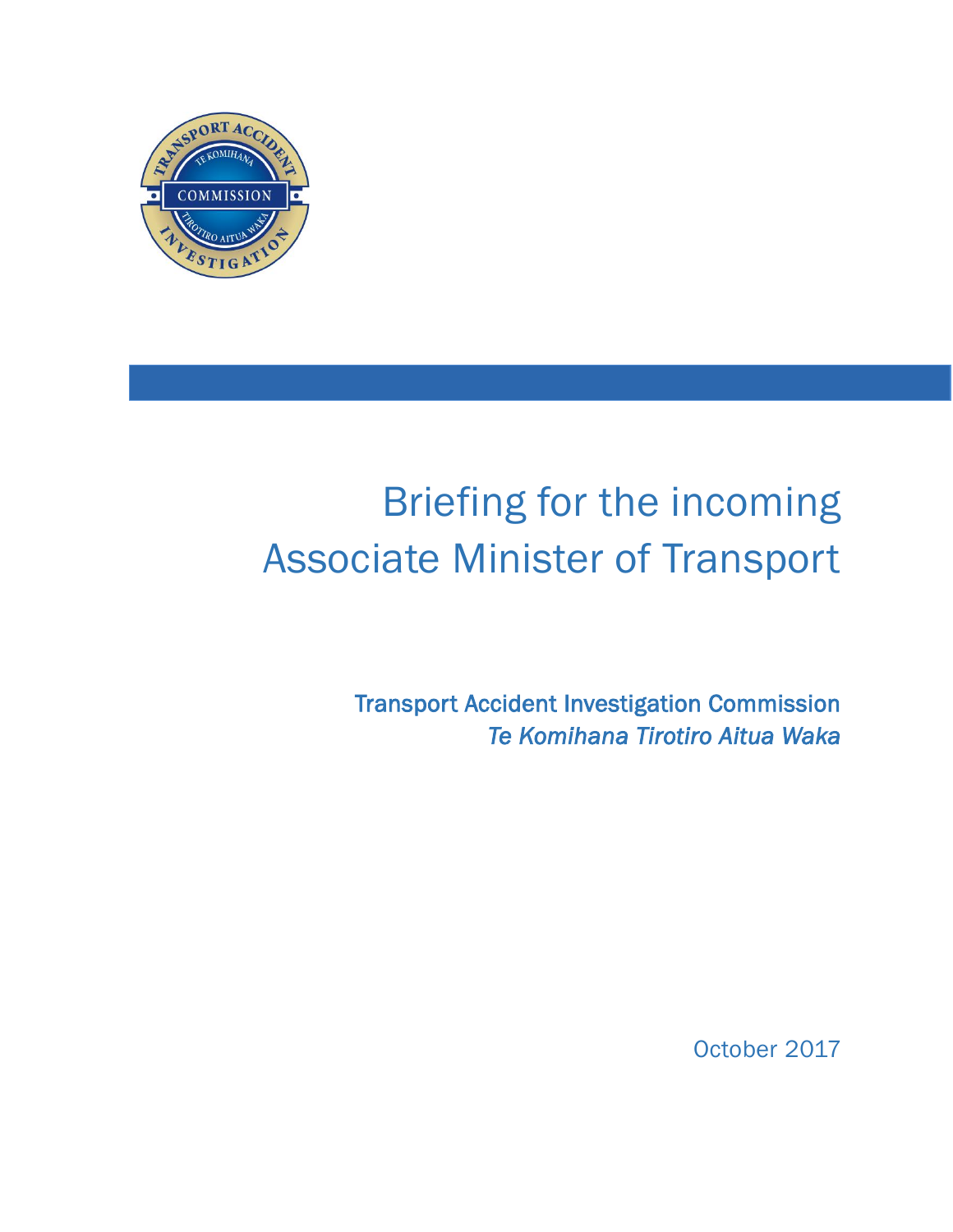# Briefing for the incoming Associate Minister of Transport

**Transport Accident Investigation Commission**

***Te Komihana Tirotiro Aitua Waka***

October 2017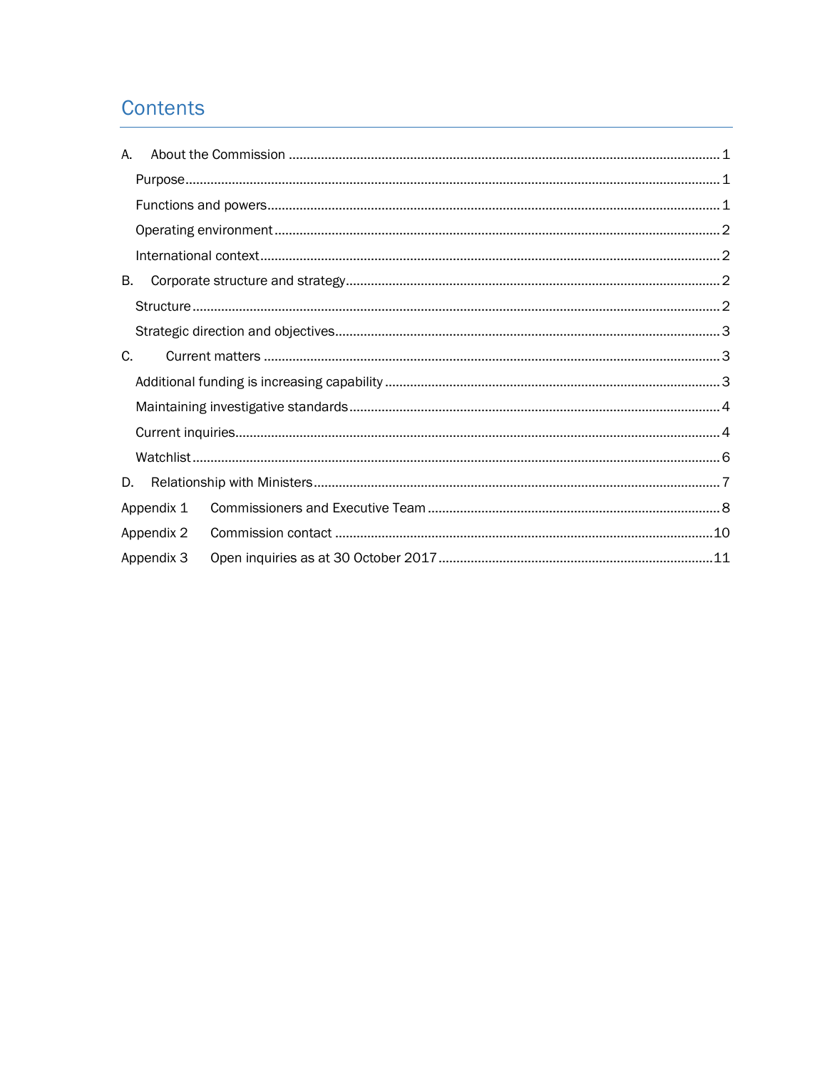# Contents

A. About the Commission ........................................................................................................ 1

Purpose .................................................................................................................................. 1

Functions and powers ............................................................................................................ 1

Operating environment ........................................................................................................... 2

International context ............................................................................................................... 2

B. Corporate structure and strategy ......................................................................................... 2

Structure ................................................................................................................................. 2

Strategic direction and objectives ........................................................................................... 3

C. Current matters ................................................................................................................... 3

Additional funding is increasing capability ............................................................................. 3

Maintaining investigative standards ....................................................................................... 4

Current inquiries ..................................................................................................................... 4

Watchlist ................................................................................................................................. 6

D. Relationship with Ministers ................................................................................................. 7

Appendix 1 Commissioners and Executive Team ..................................................................... 8

Appendix 2 Commission contact ............................................................................................ 10

Appendix 3 Open inquiries as at 30 October 2017 ................................................................. 11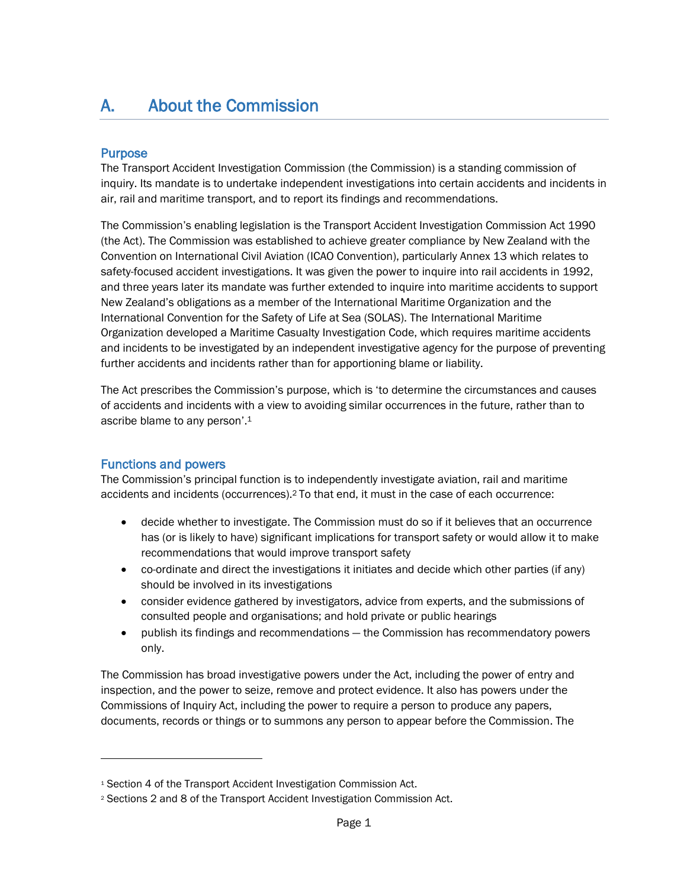# A. About the Commission

## Purpose

The Transport Accident Investigation Commission (the Commission) is a standing commission of inquiry. Its mandate is to undertake independent investigations into certain accidents and incidents in air, rail and maritime transport, and to report its findings and recommendations.

The Commission's enabling legislation is the Transport Accident Investigation Commission Act 1990 (the Act). The Commission was established to achieve greater compliance by New Zealand with the Convention on International Civil Aviation (ICAO Convention), particularly Annex 13 which relates to safety-focused accident investigations. It was given the power to inquire into rail accidents in 1992, and three years later its mandate was further extended to inquire into maritime accidents to support New Zealand's obligations as a member of the International Maritime Organization and the International Convention for the Safety of Life at Sea (SOLAS). The International Maritime Organization developed a Maritime Casualty Investigation Code, which requires maritime accidents and incidents to be investigated by an independent investigative agency for the purpose of preventing further accidents and incidents rather than for apportioning blame or liability.

The Act prescribes the Commission's purpose, which is 'to determine the circumstances and causes of accidents and incidents with a view to avoiding similar occurrences in the future, rather than to ascribe blame to any person'.[1]

## Functions and powers

The Commission's principal function is to independently investigate aviation, rail and maritime accidents and incidents (occurrences).[2] To that end, it must in the case of each occurrence:

- decide whether to investigate. The Commission must do so if it believes that an occurrence has (or is likely to have) significant implications for transport safety or would allow it to make recommendations that would improve transport safety
- co-ordinate and direct the investigations it initiates and decide which other parties (if any) should be involved in its investigations
- consider evidence gathered by investigators, advice from experts, and the submissions of consulted people and organisations; and hold private or public hearings
- publish its findings and recommendations – the Commission has recommendatory powers only.

The Commission has broad investigative powers under the Act, including the power of entry and inspection, and the power to seize, remove and protect evidence. It also has powers under the Commissions of Inquiry Act, including the power to require a person to produce any papers, documents, records or things or to summons any person to appear before the Commission. The

---

[1] Section 4 of the Transport Accident Investigation Commission Act.

[2] Sections 2 and 8 of the Transport Accident Investigation Commission Act.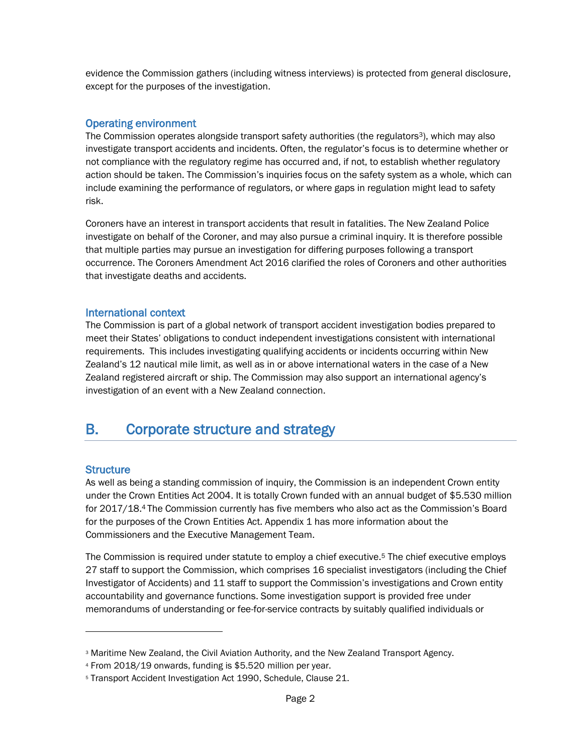evidence the Commission gathers (including witness interviews) is protected from general disclosure, except for the purposes of the investigation.

### Operating environment

The Commission operates alongside transport safety authorities (the regulators[3]), which may also investigate transport accidents and incidents. Often, the regulator's focus is to determine whether or not compliance with the regulatory regime has occurred and, if not, to establish whether regulatory action should be taken. The Commission's inquiries focus on the safety system as a whole, which can include examining the performance of regulators, or where gaps in regulation might lead to safety risk.

Coroners have an interest in transport accidents that result in fatalities. The New Zealand Police investigate on behalf of the Coroner, and may also pursue a criminal inquiry. It is therefore possible that multiple parties may pursue an investigation for differing purposes following a transport occurrence. The Coroners Amendment Act 2016 clarified the roles of Coroners and other authorities that investigate deaths and accidents.

### International context

The Commission is part of a global network of transport accident investigation bodies prepared to meet their States' obligations to conduct independent investigations consistent with international requirements. This includes investigating qualifying accidents or incidents occurring within New Zealand's 12 nautical mile limit, as well as in or above international waters in the case of a New Zealand registered aircraft or ship. The Commission may also support an international agency's investigation of an event with a New Zealand connection.

## B. Corporate structure and strategy

### Structure

As well as being a standing commission of inquiry, the Commission is an independent Crown entity under the Crown Entities Act 2004. It is totally Crown funded with an annual budget of $5.530 million for 2017/18.[4] The Commission currently has five members who also act as the Commission's Board for the purposes of the Crown Entities Act. Appendix 1 has more information about the Commissioners and the Executive Management Team.

The Commission is required under statute to employ a chief executive.[5] The chief executive employs 27 staff to support the Commission, which comprises 16 specialist investigators (including the Chief Investigator of Accidents) and 11 staff to support the Commission's investigations and Crown entity accountability and governance functions. Some investigation support is provided free under memorandums of understanding or fee-for-service contracts by suitably qualified individuals or

---

[3] Maritime New Zealand, the Civil Aviation Authority, and the New Zealand Transport Agency.

[4] From 2018/19 onwards, funding is $5.520 million per year.

[5] Transport Accident Investigation Act 1990, Schedule, Clause 21.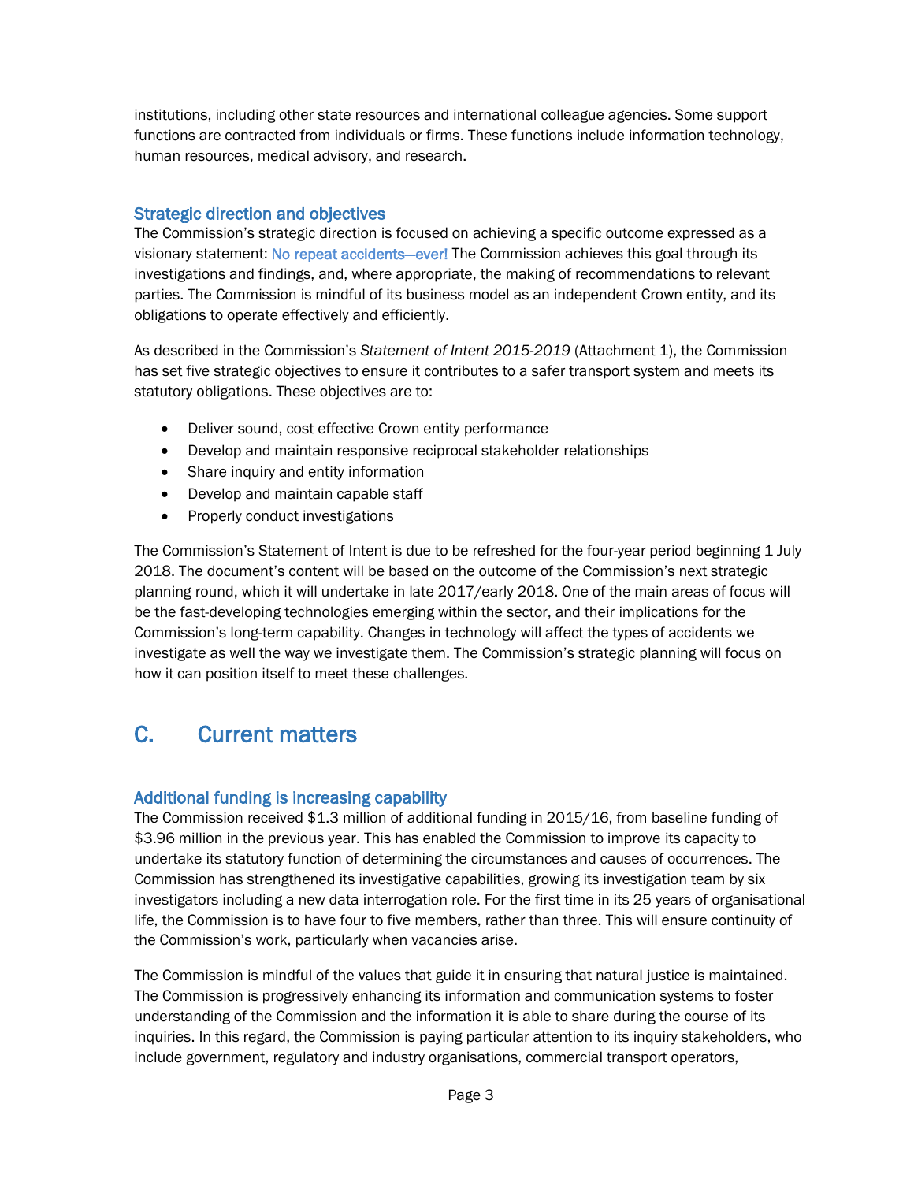institutions, including other state resources and international colleague agencies. Some support functions are contracted from individuals or firms. These functions include information technology, human resources, medical advisory, and research.

### Strategic direction and objectives

The Commission's strategic direction is focused on achieving a specific outcome expressed as a visionary statement: No repeat accidents—ever! The Commission achieves this goal through its investigations and findings, and, where appropriate, the making of recommendations to relevant parties. The Commission is mindful of its business model as an independent Crown entity, and its obligations to operate effectively and efficiently.

As described in the Commission's *Statement of Intent 2015-2019* (Attachment 1), the Commission has set five strategic objectives to ensure it contributes to a safer transport system and meets its statutory obligations. These objectives are to:

- Deliver sound, cost effective Crown entity performance
- Develop and maintain responsive reciprocal stakeholder relationships
- Share inquiry and entity information
- Develop and maintain capable staff
- Properly conduct investigations

The Commission's Statement of Intent is due to be refreshed for the four-year period beginning 1 July 2018. The document's content will be based on the outcome of the Commission's next strategic planning round, which it will undertake in late 2017/early 2018. One of the main areas of focus will be the fast-developing technologies emerging within the sector, and their implications for the Commission's long-term capability. Changes in technology will affect the types of accidents we investigate as well the way we investigate them. The Commission's strategic planning will focus on how it can position itself to meet these challenges.

## C. Current matters

### Additional funding is increasing capability

The Commission received $1.3 million of additional funding in 2015/16, from baseline funding of $3.96 million in the previous year. This has enabled the Commission to improve its capacity to undertake its statutory function of determining the circumstances and causes of occurrences. The Commission has strengthened its investigative capabilities, growing its investigation team by six investigators including a new data interrogation role. For the first time in its 25 years of organisational life, the Commission is to have four to five members, rather than three. This will ensure continuity of the Commission's work, particularly when vacancies arise.

The Commission is mindful of the values that guide it in ensuring that natural justice is maintained. The Commission is progressively enhancing its information and communication systems to foster understanding of the Commission and the information it is able to share during the course of its inquiries. In this regard, the Commission is paying particular attention to its inquiry stakeholders, who include government, regulatory and industry organisations, commercial transport operators,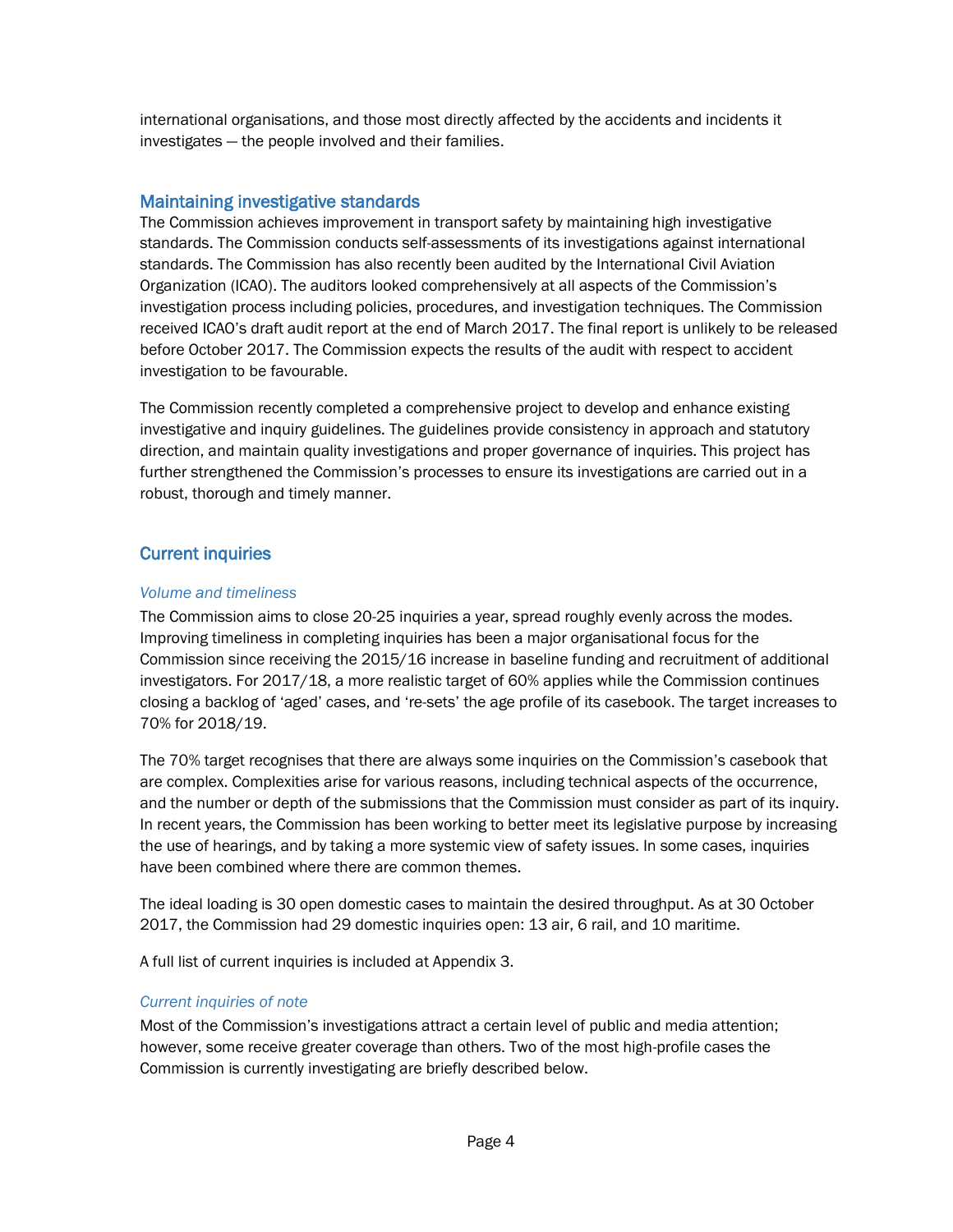international organisations, and those most directly affected by the accidents and incidents it investigates — the people involved and their families.

## Maintaining investigative standards

The Commission achieves improvement in transport safety by maintaining high investigative standards. The Commission conducts self-assessments of its investigations against international standards. The Commission has also recently been audited by the International Civil Aviation Organization (ICAO). The auditors looked comprehensively at all aspects of the Commission's investigation process including policies, procedures, and investigation techniques. The Commission received ICAO's draft audit report at the end of March 2017. The final report is unlikely to be released before October 2017. The Commission expects the results of the audit with respect to accident investigation to be favourable.

The Commission recently completed a comprehensive project to develop and enhance existing investigative and inquiry guidelines. The guidelines provide consistency in approach and statutory direction, and maintain quality investigations and proper governance of inquiries. This project has further strengthened the Commission's processes to ensure its investigations are carried out in a robust, thorough and timely manner.

## Current inquiries

### *Volume and timeliness*

The Commission aims to close 20-25 inquiries a year, spread roughly evenly across the modes. Improving timeliness in completing inquiries has been a major organisational focus for the Commission since receiving the 2015/16 increase in baseline funding and recruitment of additional investigators. For 2017/18, a more realistic target of 60% applies while the Commission continues closing a backlog of 'aged' cases, and 're-sets' the age profile of its casebook. The target increases to 70% for 2018/19.

The 70% target recognises that there are always some inquiries on the Commission's casebook that are complex. Complexities arise for various reasons, including technical aspects of the occurrence, and the number or depth of the submissions that the Commission must consider as part of its inquiry. In recent years, the Commission has been working to better meet its legislative purpose by increasing the use of hearings, and by taking a more systemic view of safety issues. In some cases, inquiries have been combined where there are common themes.

The ideal loading is 30 open domestic cases to maintain the desired throughput. As at 30 October 2017, the Commission had 29 domestic inquiries open: 13 air, 6 rail, and 10 maritime.

A full list of current inquiries is included at Appendix 3.

### *Current inquiries of note*

Most of the Commission's investigations attract a certain level of public and media attention; however, some receive greater coverage than others. Two of the most high-profile cases the Commission is currently investigating are briefly described below.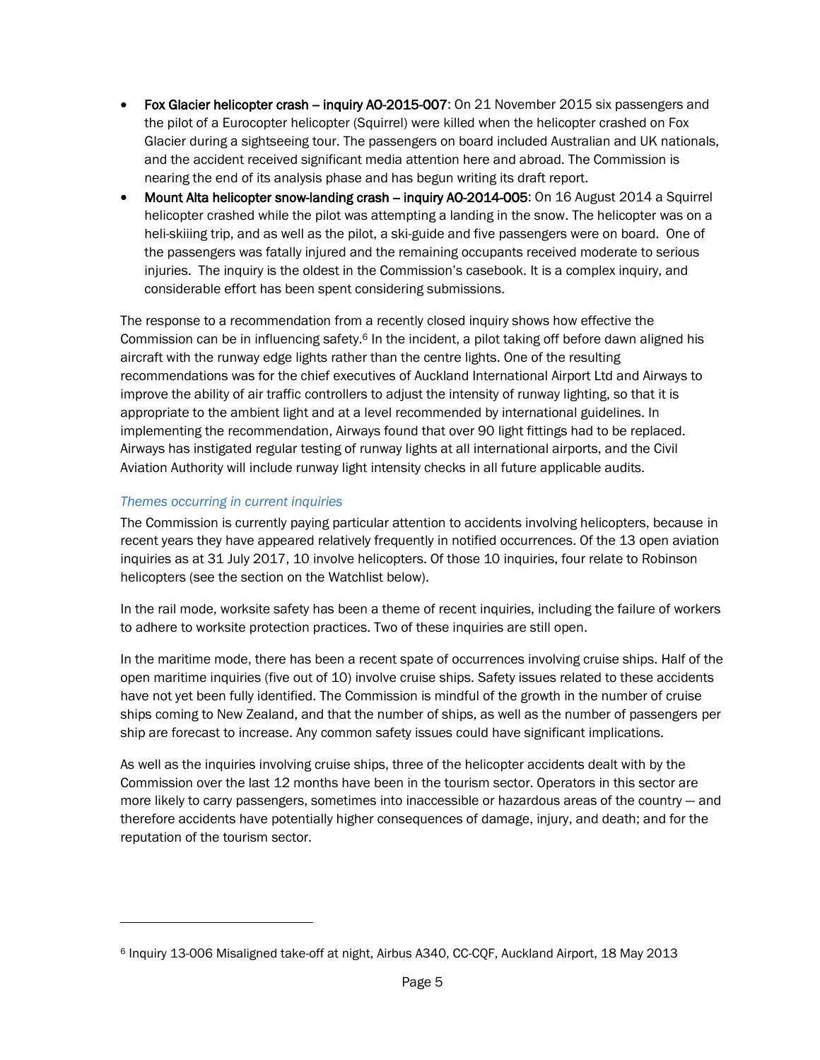- **Fox Glacier helicopter crash – inquiry AO-2015-007**: On 21 November 2015 six passengers and the pilot of a Eurocopter helicopter (Squirrel) were killed when the helicopter crashed on Fox Glacier during a sightseeing tour. The passengers on board included Australian and UK nationals, and the accident received significant media attention here and abroad. The Commission is nearing the end of its analysis phase and has begun writing its draft report.
- **Mount Alta helicopter snow-landing crash – inquiry AO-2014-005**: On 16 August 2014 a Squirrel helicopter crashed while the pilot was attempting a landing in the snow. The helicopter was on a heli-skiing trip, and as well as the pilot, a ski-guide and five passengers were on board. One of the passengers was fatally injured and the remaining occupants received moderate to serious injuries. The inquiry is the oldest in the Commission's casebook. It is a complex inquiry, and considerable effort has been spent considering submissions.

The response to a recommendation from a recently closed inquiry shows how effective the Commission can be in influencing safety.[6] In the incident, a pilot taking off before dawn aligned his aircraft with the runway edge lights rather than the centre lights. One of the resulting recommendations was for the chief executives of Auckland International Airport Ltd and Airways to improve the ability of air traffic controllers to adjust the intensity of runway lighting, so that it is appropriate to the ambient light and at a level recommended by international guidelines. In implementing the recommendation, Airways found that over 90 light fittings had to be replaced. Airways has instigated regular testing of runway lights at all international airports, and the Civil Aviation Authority will include runway light intensity checks in all future applicable audits.

### *Themes occurring in current inquiries*

The Commission is currently paying particular attention to accidents involving helicopters, because in recent years they have appeared relatively frequently in notified occurrences. Of the 13 open aviation inquiries as at 31 July 2017, 10 involve helicopters. Of those 10 inquiries, four relate to Robinson helicopters (see the section on the Watchlist below).

In the rail mode, worksite safety has been a theme of recent inquiries, including the failure of workers to adhere to worksite protection practices. Two of these inquiries are still open.

In the maritime mode, there has been a recent spate of occurrences involving cruise ships. Half of the open maritime inquiries (five out of 10) involve cruise ships. Safety issues related to these accidents have not yet been fully identified. The Commission is mindful of the growth in the number of cruise ships coming to New Zealand, and that the number of ships, as well as the number of passengers per ship are forecast to increase. Any common safety issues could have significant implications.

As well as the inquiries involving cruise ships, three of the helicopter accidents dealt with by the Commission over the last 12 months have been in the tourism sector. Operators in this sector are more likely to carry passengers, sometimes into inaccessible or hazardous areas of the country — and therefore accidents have potentially higher consequences of damage, injury, and death; and for the reputation of the tourism sector.

---

[6] Inquiry 13-006 Misaligned take-off at night, Airbus A340, CC-CQF, Auckland Airport, 18 May 2013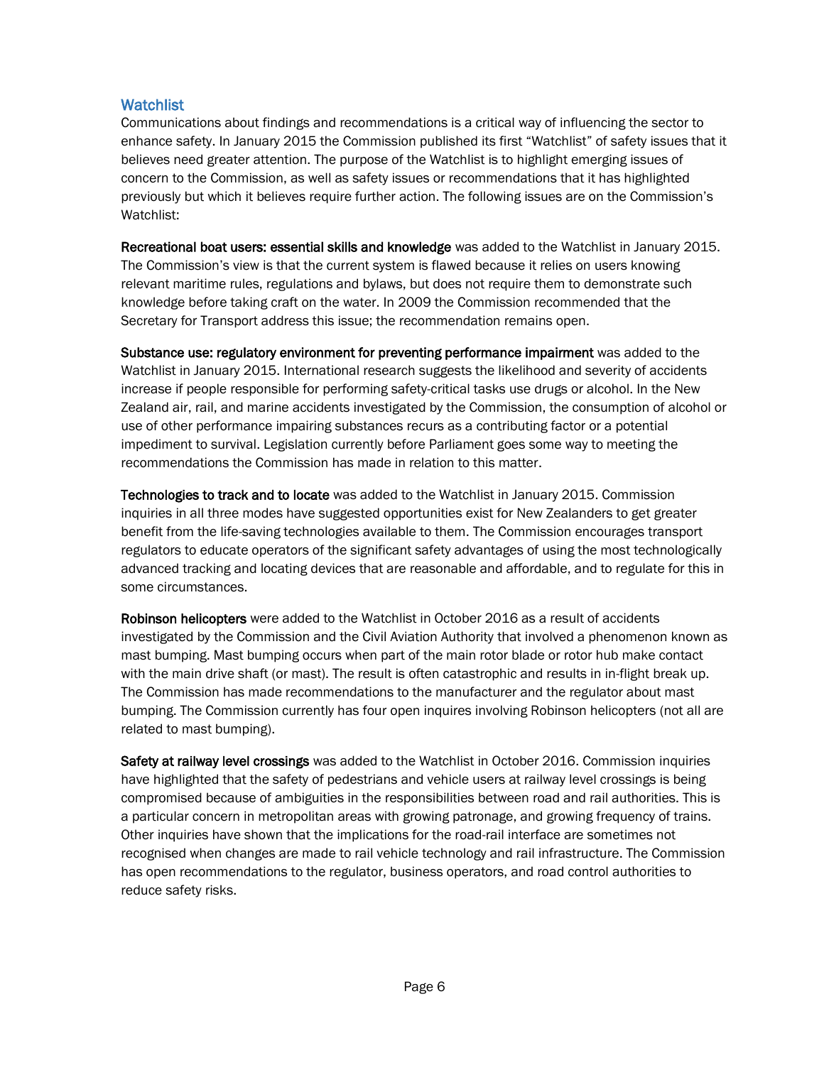## Watchlist

Communications about findings and recommendations is a critical way of influencing the sector to enhance safety. In January 2015 the Commission published its first "Watchlist" of safety issues that it believes need greater attention. The purpose of the Watchlist is to highlight emerging issues of concern to the Commission, as well as safety issues or recommendations that it has highlighted previously but which it believes require further action. The following issues are on the Commission's Watchlist:

**Recreational boat users: essential skills and knowledge** was added to the Watchlist in January 2015. The Commission's view is that the current system is flawed because it relies on users knowing relevant maritime rules, regulations and bylaws, but does not require them to demonstrate such knowledge before taking craft on the water. In 2009 the Commission recommended that the Secretary for Transport address this issue; the recommendation remains open.

**Substance use: regulatory environment for preventing performance impairment** was added to the Watchlist in January 2015. International research suggests the likelihood and severity of accidents increase if people responsible for performing safety-critical tasks use drugs or alcohol. In the New Zealand air, rail, and marine accidents investigated by the Commission, the consumption of alcohol or use of other performance impairing substances recurs as a contributing factor or a potential impediment to survival. Legislation currently before Parliament goes some way to meeting the recommendations the Commission has made in relation to this matter.

**Technologies to track and to locate** was added to the Watchlist in January 2015. Commission inquiries in all three modes have suggested opportunities exist for New Zealanders to get greater benefit from the life-saving technologies available to them. The Commission encourages transport regulators to educate operators of the significant safety advantages of using the most technologically advanced tracking and locating devices that are reasonable and affordable, and to regulate for this in some circumstances.

**Robinson helicopters** were added to the Watchlist in October 2016 as a result of accidents investigated by the Commission and the Civil Aviation Authority that involved a phenomenon known as mast bumping. Mast bumping occurs when part of the main rotor blade or rotor hub make contact with the main drive shaft (or mast). The result is often catastrophic and results in in-flight break up. The Commission has made recommendations to the manufacturer and the regulator about mast bumping. The Commission currently has four open inquires involving Robinson helicopters (not all are related to mast bumping).

**Safety at railway level crossings** was added to the Watchlist in October 2016. Commission inquiries have highlighted that the safety of pedestrians and vehicle users at railway level crossings is being compromised because of ambiguities in the responsibilities between road and rail authorities. This is a particular concern in metropolitan areas with growing patronage, and growing frequency of trains. Other inquiries have shown that the implications for the road-rail interface are sometimes not recognised when changes are made to rail vehicle technology and rail infrastructure. The Commission has open recommendations to the regulator, business operators, and road control authorities to reduce safety risks.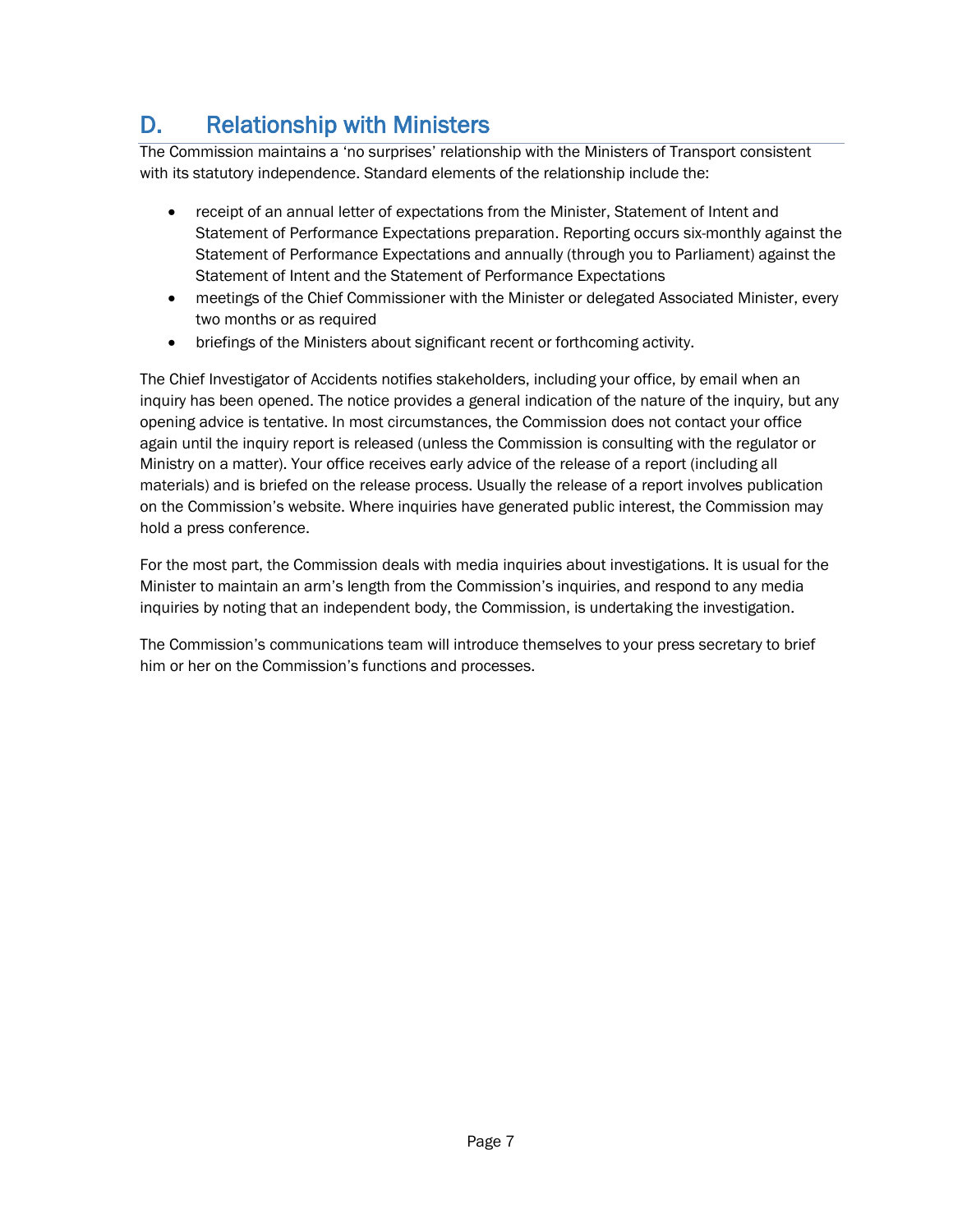## D. Relationship with Ministers

The Commission maintains a 'no surprises' relationship with the Ministers of Transport consistent with its statutory independence. Standard elements of the relationship include the:

- receipt of an annual letter of expectations from the Minister, Statement of Intent and Statement of Performance Expectations preparation. Reporting occurs six-monthly against the Statement of Performance Expectations and annually (through you to Parliament) against the Statement of Intent and the Statement of Performance Expectations
- meetings of the Chief Commissioner with the Minister or delegated Associated Minister, every two months or as required
- briefings of the Ministers about significant recent or forthcoming activity.

The Chief Investigator of Accidents notifies stakeholders, including your office, by email when an inquiry has been opened. The notice provides a general indication of the nature of the inquiry, but any opening advice is tentative. In most circumstances, the Commission does not contact your office again until the inquiry report is released (unless the Commission is consulting with the regulator or Ministry on a matter). Your office receives early advice of the release of a report (including all materials) and is briefed on the release process. Usually the release of a report involves publication on the Commission's website. Where inquiries have generated public interest, the Commission may hold a press conference.

For the most part, the Commission deals with media inquiries about investigations. It is usual for the Minister to maintain an arm's length from the Commission's inquiries, and respond to any media inquiries by noting that an independent body, the Commission, is undertaking the investigation.

The Commission's communications team will introduce themselves to your press secretary to brief him or her on the Commission's functions and processes.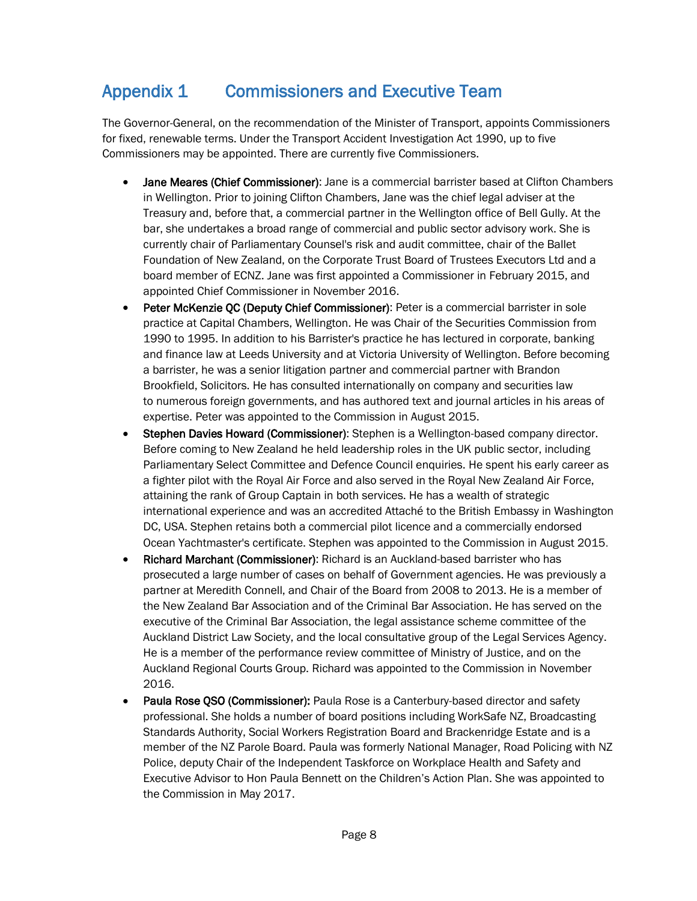# Appendix 1 Commissioners and Executive Team

The Governor-General, on the recommendation of the Minister of Transport, appoints Commissioners for fixed, renewable terms. Under the Transport Accident Investigation Act 1990, up to five Commissioners may be appointed. There are currently five Commissioners.

- **Jane Meares (Chief Commissioner)**: Jane is a commercial barrister based at Clifton Chambers in Wellington. Prior to joining Clifton Chambers, Jane was the chief legal adviser at the Treasury and, before that, a commercial partner in the Wellington office of Bell Gully. At the bar, she undertakes a broad range of commercial and public sector advisory work. She is currently chair of Parliamentary Counsel's risk and audit committee, chair of the Ballet Foundation of New Zealand, on the Corporate Trust Board of Trustees Executors Ltd and a board member of ECNZ. Jane was first appointed a Commissioner in February 2015, and appointed Chief Commissioner in November 2016.
- **Peter McKenzie QC (Deputy Chief Commissioner)**: Peter is a commercial barrister in sole practice at Capital Chambers, Wellington. He was Chair of the Securities Commission from 1990 to 1995. In addition to his Barrister's practice he has lectured in corporate, banking and finance law at Leeds University and at Victoria University of Wellington. Before becoming a barrister, he was a senior litigation partner and commercial partner with Brandon Brookfield, Solicitors. He has consulted internationally on company and securities law to numerous foreign governments, and has authored text and journal articles in his areas of expertise. Peter was appointed to the Commission in August 2015.
- **Stephen Davies Howard (Commissioner)**: Stephen is a Wellington-based company director. Before coming to New Zealand he held leadership roles in the UK public sector, including Parliamentary Select Committee and Defence Council enquiries. He spent his early career as a fighter pilot with the Royal Air Force and also served in the Royal New Zealand Air Force, attaining the rank of Group Captain in both services. He has a wealth of strategic international experience and was an accredited Attaché to the British Embassy in Washington DC, USA. Stephen retains both a commercial pilot licence and a commercially endorsed Ocean Yachtmaster's certificate. Stephen was appointed to the Commission in August 2015.
- **Richard Marchant (Commissioner)**: Richard is an Auckland-based barrister who has prosecuted a large number of cases on behalf of Government agencies. He was previously a partner at Meredith Connell, and Chair of the Board from 2008 to 2013. He is a member of the New Zealand Bar Association and of the Criminal Bar Association. He has served on the executive of the Criminal Bar Association, the legal assistance scheme committee of the Auckland District Law Society, and the local consultative group of the Legal Services Agency. He is a member of the performance review committee of Ministry of Justice, and on the Auckland Regional Courts Group. Richard was appointed to the Commission in November 2016.
- **Paula Rose QSO (Commissioner):** Paula Rose is a Canterbury-based director and safety professional. She holds a number of board positions including WorkSafe NZ, Broadcasting Standards Authority, Social Workers Registration Board and Brackenridge Estate and is a member of the NZ Parole Board. Paula was formerly National Manager, Road Policing with NZ Police, deputy Chair of the Independent Taskforce on Workplace Health and Safety and Executive Advisor to Hon Paula Bennett on the Children's Action Plan. She was appointed to the Commission in May 2017.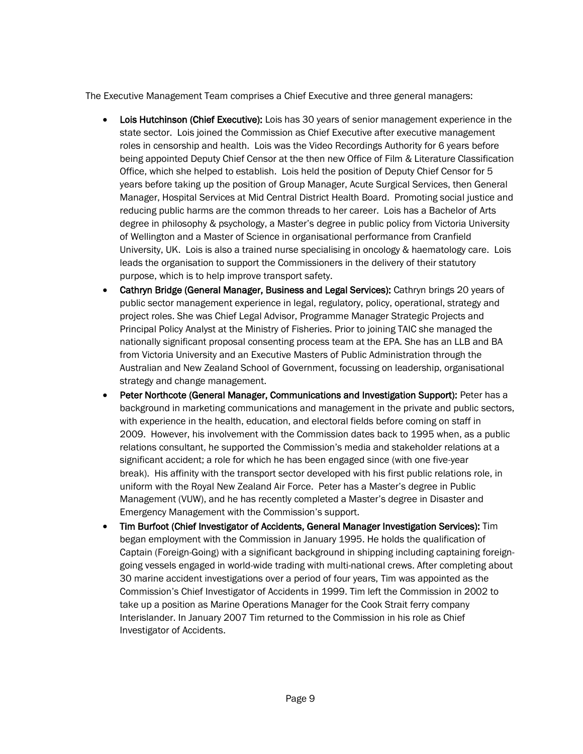The Executive Management Team comprises a Chief Executive and three general managers:

- **Lois Hutchinson (Chief Executive):** Lois has 30 years of senior management experience in the state sector. Lois joined the Commission as Chief Executive after executive management roles in censorship and health. Lois was the Video Recordings Authority for 6 years before being appointed Deputy Chief Censor at the then new Office of Film & Literature Classification Office, which she helped to establish. Lois held the position of Deputy Chief Censor for 5 years before taking up the position of Group Manager, Acute Surgical Services, then General Manager, Hospital Services at Mid Central District Health Board. Promoting social justice and reducing public harms are the common threads to her career. Lois has a Bachelor of Arts degree in philosophy & psychology, a Master's degree in public policy from Victoria University of Wellington and a Master of Science in organisational performance from Cranfield University, UK. Lois is also a trained nurse specialising in oncology & haematology care. Lois leads the organisation to support the Commissioners in the delivery of their statutory purpose, which is to help improve transport safety.
- **Cathryn Bridge (General Manager, Business and Legal Services):** Cathryn brings 20 years of public sector management experience in legal, regulatory, policy, operational, strategy and project roles. She was Chief Legal Advisor, Programme Manager Strategic Projects and Principal Policy Analyst at the Ministry of Fisheries. Prior to joining TAIC she managed the nationally significant proposal consenting process team at the EPA. She has an LLB and BA from Victoria University and an Executive Masters of Public Administration through the Australian and New Zealand School of Government, focussing on leadership, organisational strategy and change management.
- **Peter Northcote (General Manager, Communications and Investigation Support):** Peter has a background in marketing communications and management in the private and public sectors, with experience in the health, education, and electoral fields before coming on staff in 2009. However, his involvement with the Commission dates back to 1995 when, as a public relations consultant, he supported the Commission's media and stakeholder relations at a significant accident; a role for which he has been engaged since (with one five-year break). His affinity with the transport sector developed with his first public relations role, in uniform with the Royal New Zealand Air Force. Peter has a Master's degree in Public Management (VUW), and he has recently completed a Master's degree in Disaster and Emergency Management with the Commission's support.
- **Tim Burfoot (Chief Investigator of Accidents, General Manager Investigation Services):** Tim began employment with the Commission in January 1995. He holds the qualification of Captain (Foreign-Going) with a significant background in shipping including captaining foreign-going vessels engaged in world-wide trading with multi-national crews. After completing about 30 marine accident investigations over a period of four years, Tim was appointed as the Commission's Chief Investigator of Accidents in 1999. Tim left the Commission in 2002 to take up a position as Marine Operations Manager for the Cook Strait ferry company Interislander. In January 2007 Tim returned to the Commission in his role as Chief Investigator of Accidents.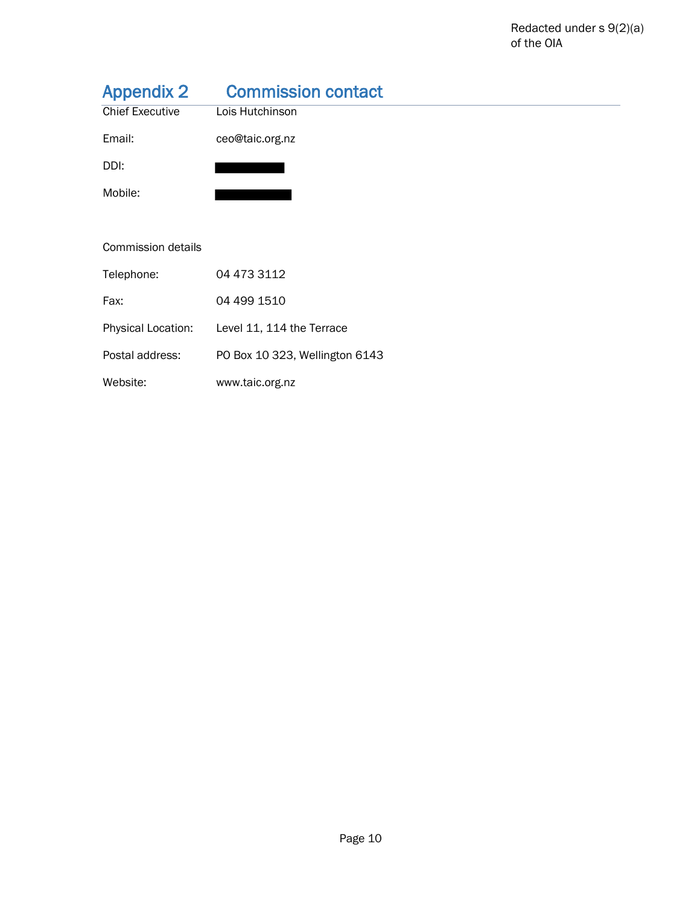Redacted under s 9(2)(a) of the OIA

## Appendix 2 Commission contact

| | |
|---|---|
| Chief Executive | Lois Hutchinson |
| Email: | ceo@taic.org.nz |
| DDI: | [redacted] |
| Mobile: | [redacted] |

Commission details

| | |
|---|---|
| Telephone: | 04 473 3112 |
| Fax: | 04 499 1510 |
| Physical Location: | Level 11, 114 the Terrace |
| Postal address: | PO Box 10 323, Wellington 6143 |
| Website: | www.taic.org.nz |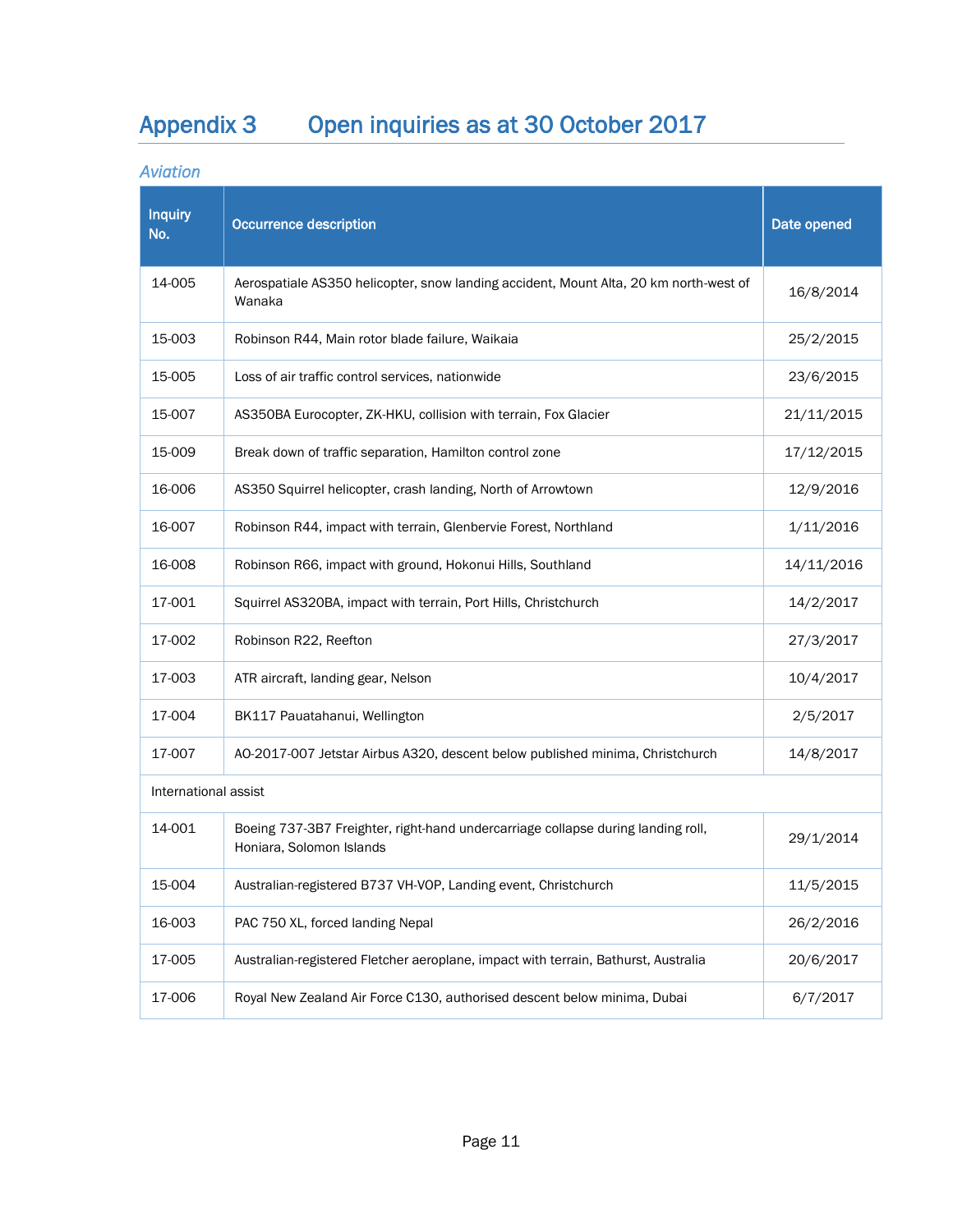# Appendix 3 Open inquiries as at 30 October 2017

*Aviation*

| Inquiry No. | Occurrence description | Date opened |
|---|---|---|
| 14-005 | Aerospatiale AS350 helicopter, snow landing accident, Mount Alta, 20 km north-west of Wanaka | 16/8/2014 |
| 15-003 | Robinson R44, Main rotor blade failure, Waikaia | 25/2/2015 |
| 15-005 | Loss of air traffic control services, nationwide | 23/6/2015 |
| 15-007 | AS350BA Eurocopter, ZK-HKU, collision with terrain, Fox Glacier | 21/11/2015 |
| 15-009 | Break down of traffic separation, Hamilton control zone | 17/12/2015 |
| 16-006 | AS350 Squirrel helicopter, crash landing, North of Arrowtown | 12/9/2016 |
| 16-007 | Robinson R44, impact with terrain, Glenbervie Forest, Northland | 1/11/2016 |
| 16-008 | Robinson R66, impact with ground, Hokonui Hills, Southland | 14/11/2016 |
| 17-001 | Squirrel AS320BA, impact with terrain, Port Hills, Christchurch | 14/2/2017 |
| 17-002 | Robinson R22, Reefton | 27/3/2017 |
| 17-003 | ATR aircraft, landing gear, Nelson | 10/4/2017 |
| 17-004 | BK117 Pauatahanui, Wellington | 2/5/2017 |
| 17-007 | AO-2017-007 Jetstar Airbus A320, descent below published minima, Christchurch | 14/8/2017 |
| International assist | | |
| 14-001 | Boeing 737-3B7 Freighter, right-hand undercarriage collapse during landing roll, Honiara, Solomon Islands | 29/1/2014 |
| 15-004 | Australian-registered B737 VH-VOP, Landing event, Christchurch | 11/5/2015 |
| 16-003 | PAC 750 XL, forced landing Nepal | 26/2/2016 |
| 17-005 | Australian-registered Fletcher aeroplane, impact with terrain, Bathurst, Australia | 20/6/2017 |
| 17-006 | Royal New Zealand Air Force C130, authorised descent below minima, Dubai | 6/7/2017 |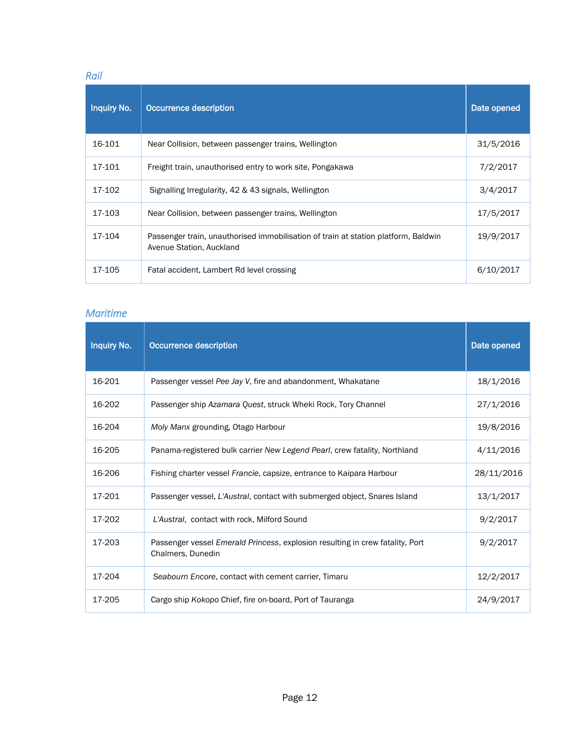### *Rail*

| Inquiry No. | Occurrence description | Date opened |
|---|---|---|
| 16-101 | Near Collision, between passenger trains, Wellington | 31/5/2016 |
| 17-101 | Freight train, unauthorised entry to work site, Pongakawa | 7/2/2017 |
| 17-102 | Signalling Irregularity, 42 & 43 signals, Wellington | 3/4/2017 |
| 17-103 | Near Collision, between passenger trains, Wellington | 17/5/2017 |
| 17-104 | Passenger train, unauthorised immobilisation of train at station platform, Baldwin Avenue Station, Auckland | 19/9/2017 |
| 17-105 | Fatal accident, Lambert Rd level crossing | 6/10/2017 |

### *Maritime*

| Inquiry No. | Occurrence description | Date opened |
|---|---|---|
| 16-201 | Passenger vessel *Pee Jay V*, fire and abandonment, Whakatane | 18/1/2016 |
| 16-202 | Passenger ship *Azamara Quest*, struck Wheki Rock, Tory Channel | 27/1/2016 |
| 16-204 | *Moly Manx* grounding, Otago Harbour | 19/8/2016 |
| 16-205 | Panama-registered bulk carrier *New Legend Pearl*, crew fatality, Northland | 4/11/2016 |
| 16-206 | Fishing charter vessel *Francie*, capsize, entrance to Kaipara Harbour | 28/11/2016 |
| 17-201 | Passenger vessel, *L'Austral*, contact with submerged object, Snares Island | 13/1/2017 |
| 17-202 | *L'Austral*, contact with rock, Milford Sound | 9/2/2017 |
| 17-203 | Passenger vessel *Emerald Princess*, explosion resulting in crew fatality, Port Chalmers, Dunedin | 9/2/2017 |
| 17-204 | *Seabourn Encore*, contact with cement carrier, Timaru | 12/2/2017 |
| 17-205 | Cargo ship *Kokopo* Chief, fire on-board, Port of Tauranga | 24/9/2017 |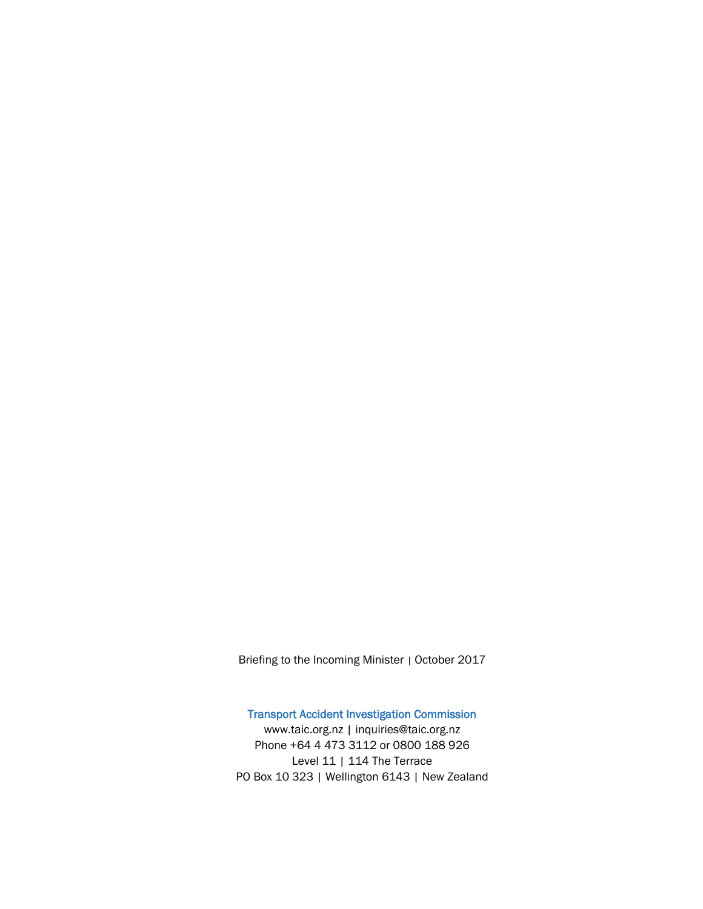Briefing to the Incoming Minister | October 2017

**Transport Accident Investigation Commission**

www.taic.org.nz | inquiries@taic.org.nz

Phone +64 4 473 3112 or 0800 188 926

Level 11 | 114 The Terrace

PO Box 10 323 | Wellington 6143 | New Zealand